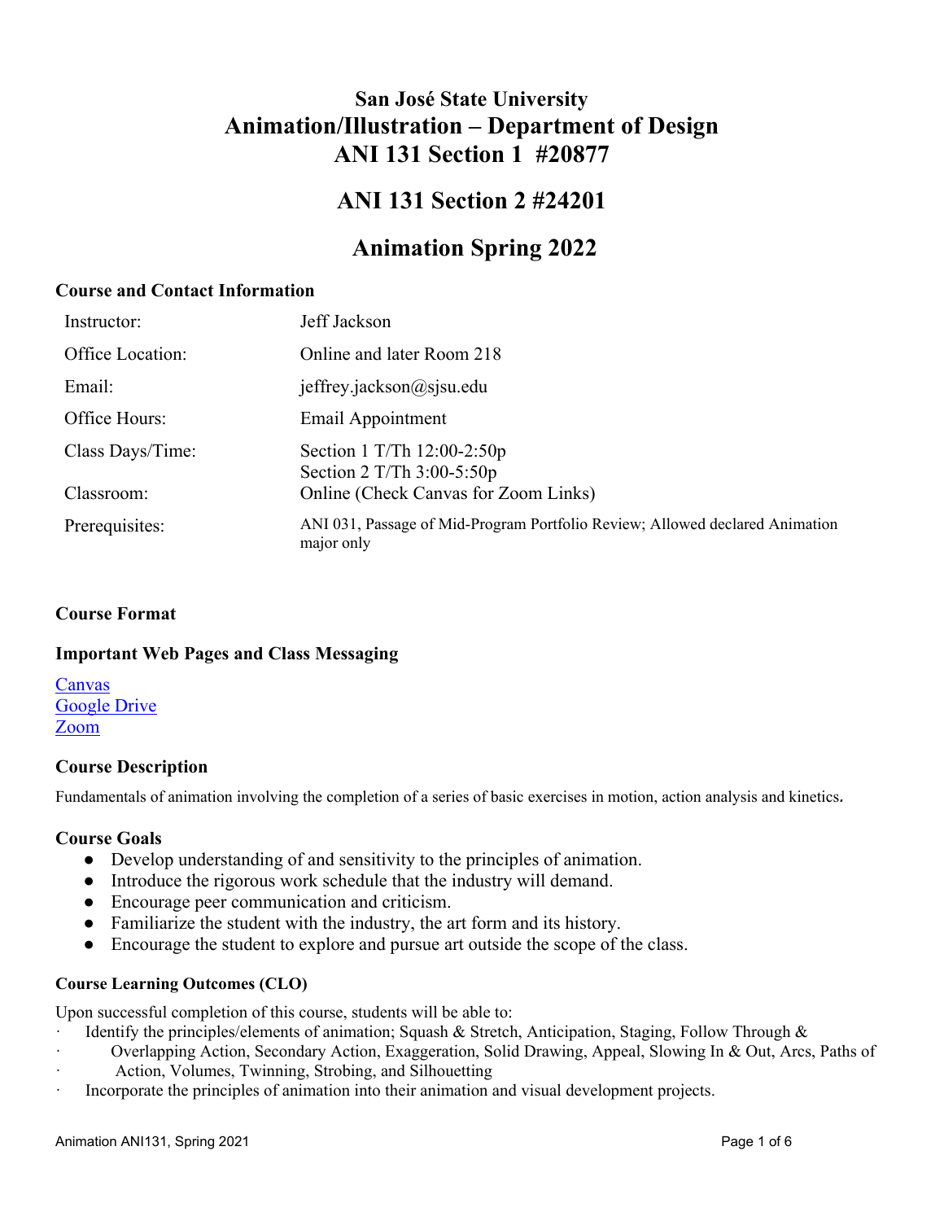# San José State University
# Animation/Illustration – Department of Design
# ANI 131 Section 1 #20877

# ANI 131 Section 2 #24201

# Animation Spring 2022

## Course and Contact Information

| | |
|---|---|
| Instructor: | Jeff Jackson |
| Office Location: | Online and later Room 218 |
| Email: | jeffrey.jackson@sjsu.edu |
| Office Hours: | Email Appointment |
| Class Days/Time: | Section 1 T/Th 12:00-2:50p<br>Section 2 T/Th 3:00-5:50p |
| Classroom: | Online (Check Canvas for Zoom Links) |
| Prerequisites: | ANI 031, Passage of Mid-Program Portfolio Review; Allowed declared Animation major only |

## Course Format

## Important Web Pages and Class Messaging

[Canvas](#)
[Google Drive](#)
[Zoom](#)

## Course Description

Fundamentals of animation involving the completion of a series of basic exercises in motion, action analysis and kinetics.

## Course Goals

- Develop understanding of and sensitivity to the principles of animation.
- Introduce the rigorous work schedule that the industry will demand.
- Encourage peer communication and criticism.
- Familiarize the student with the industry, the art form and its history.
- Encourage the student to explore and pursue art outside the scope of the class.

### Course Learning Outcomes (CLO)

Upon successful completion of this course, students will be able to:

- Identify the principles/elements of animation; Squash & Stretch, Anticipation, Staging, Follow Through & Overlapping Action, Secondary Action, Exaggeration, Solid Drawing, Appeal, Slowing In & Out, Arcs, Paths of Action, Volumes, Twinning, Strobing, and Silhouetting
- Incorporate the principles of animation into their animation and visual development projects.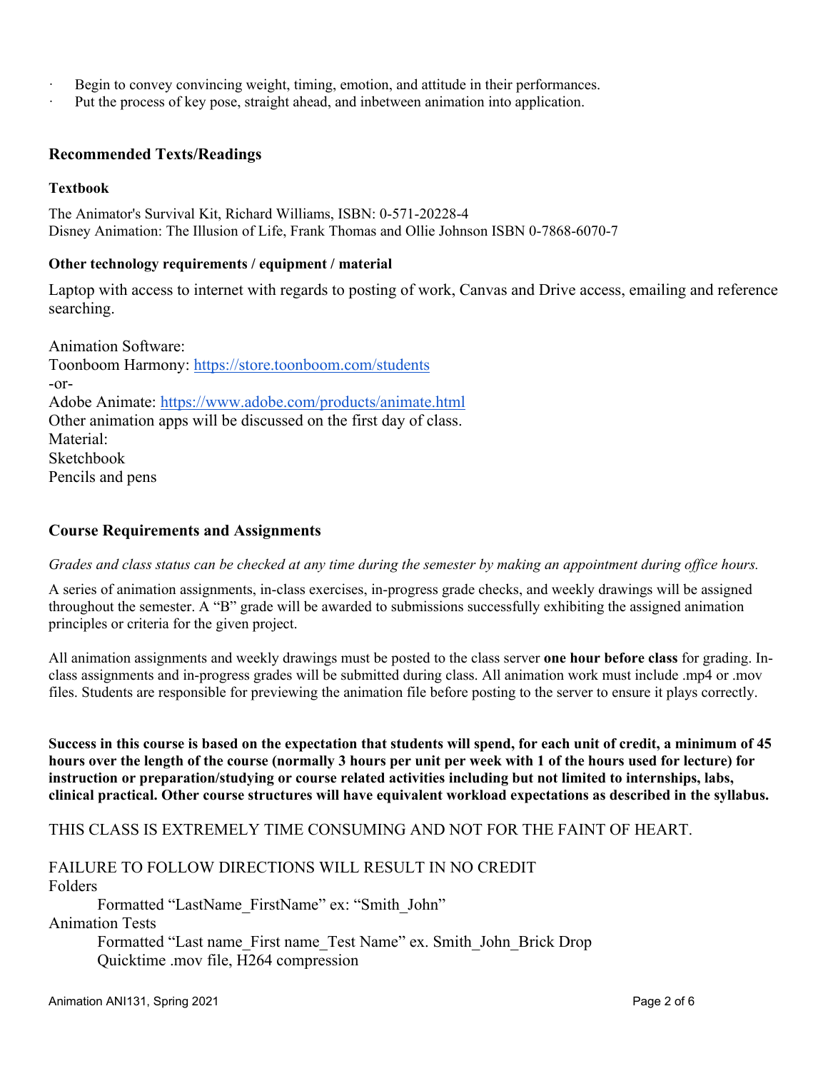- Begin to convey convincing weight, timing, emotion, and attitude in their performances.
- Put the process of key pose, straight ahead, and inbetween animation into application.

## Recommended Texts/Readings

### Textbook

The Animator's Survival Kit, Richard Williams, ISBN: 0-571-20228-4
Disney Animation: The Illusion of Life, Frank Thomas and Ollie Johnson ISBN 0-7868-6070-7

### Other technology requirements / equipment / material

Laptop with access to internet with regards to posting of work, Canvas and Drive access, emailing and reference searching.

Animation Software:
Toonboom Harmony: [https://store.toonboom.com/students](https://store.toonboom.com/students)
-or-
Adobe Animate: [https://www.adobe.com/products/animate.html](https://www.adobe.com/products/animate.html)
Other animation apps will be discussed on the first day of class.
Material:
Sketchbook
Pencils and pens

## Course Requirements and Assignments

*Grades and class status can be checked at any time during the semester by making an appointment during office hours.*

A series of animation assignments, in-class exercises, in-progress grade checks, and weekly drawings will be assigned throughout the semester. A "B" grade will be awarded to submissions successfully exhibiting the assigned animation principles or criteria for the given project.

All animation assignments and weekly drawings must be posted to the class server **one hour before class** for grading. In-class assignments and in-progress grades will be submitted during class. All animation work must include .mp4 or .mov files. Students are responsible for previewing the animation file before posting to the server to ensure it plays correctly.

**Success in this course is based on the expectation that students will spend, for each unit of credit, a minimum of 45 hours over the length of the course (normally 3 hours per unit per week with 1 of the hours used for lecture) for instruction or preparation/studying or course related activities including but not limited to internships, labs, clinical practical. Other course structures will have equivalent workload expectations as described in the syllabus.**

THIS CLASS IS EXTREMELY TIME CONSUMING AND NOT FOR THE FAINT OF HEART.

FAILURE TO FOLLOW DIRECTIONS WILL RESULT IN NO CREDIT
Folders
    Formatted "LastName_FirstName" ex: "Smith_John"
Animation Tests
    Formatted "Last name_First name_Test Name" ex. Smith_John_Brick Drop
    Quicktime .mov file, H264 compression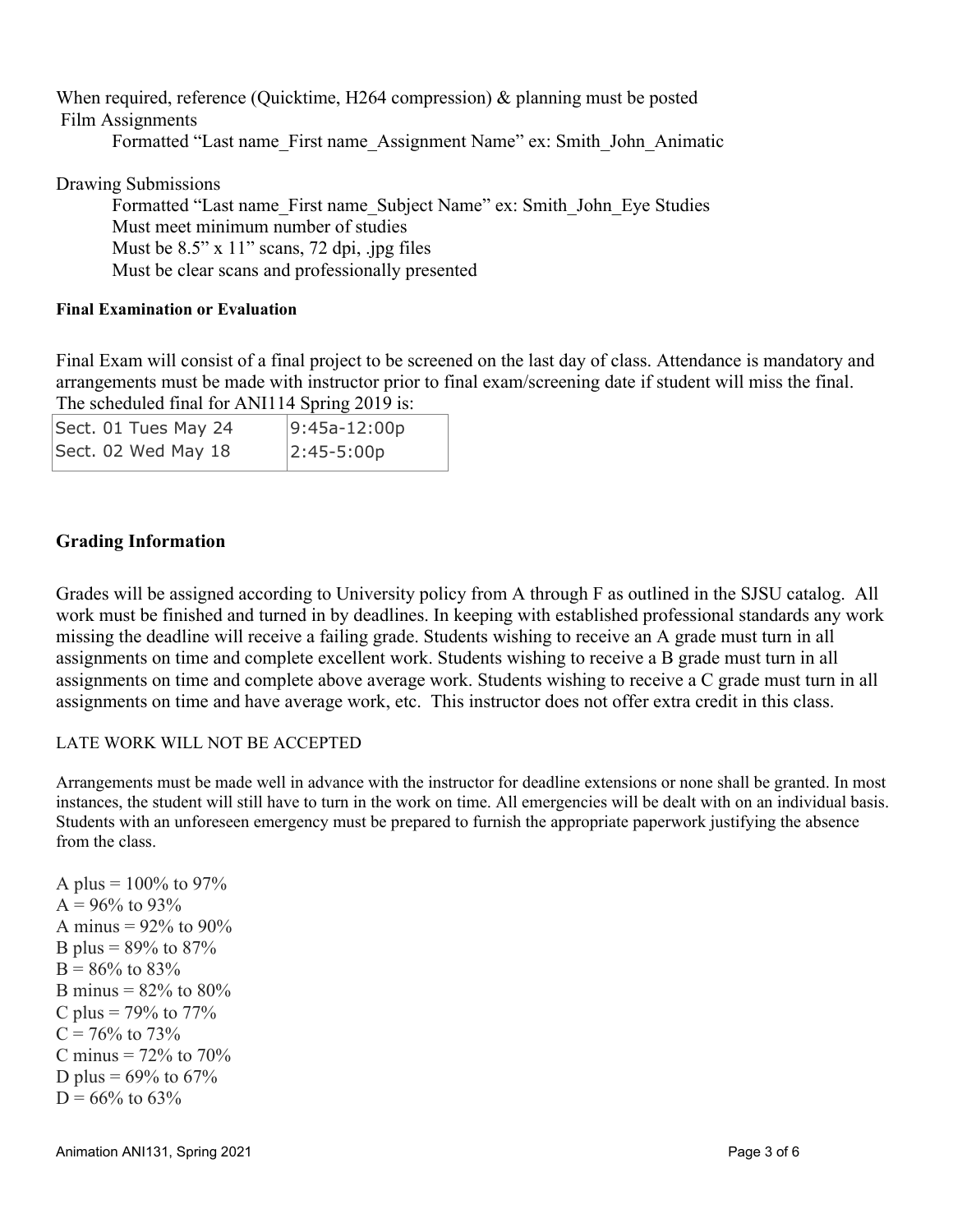When required, reference (Quicktime, H264 compression) & planning must be posted

Film Assignments

Formatted "Last name_First name_Assignment Name" ex: Smith_John_Animatic

Drawing Submissions

Formatted "Last name_First name_Subject Name" ex: Smith_John_Eye Studies

Must meet minimum number of studies

Must be 8.5" x 11" scans, 72 dpi, .jpg files

Must be clear scans and professionally presented

#### Final Examination or Evaluation

Final Exam will consist of a final project to be screened on the last day of class. Attendance is mandatory and arrangements must be made with instructor prior to final exam/screening date if student will miss the final. The scheduled final for ANI114 Spring 2019 is:

| | |
|---|---|
| Sect. 01 Tues May 24 | 9:45a-12:00p |
| Sect. 02 Wed May 18 | 2:45-5:00p |

### Grading Information

Grades will be assigned according to University policy from A through F as outlined in the SJSU catalog. All work must be finished and turned in by deadlines. In keeping with established professional standards any work missing the deadline will receive a failing grade. Students wishing to receive an A grade must turn in all assignments on time and complete excellent work. Students wishing to receive a B grade must turn in all assignments on time and complete above average work. Students wishing to receive a C grade must turn in all assignments on time and have average work, etc. This instructor does not offer extra credit in this class.

LATE WORK WILL NOT BE ACCEPTED

Arrangements must be made well in advance with the instructor for deadline extensions or none shall be granted. In most instances, the student will still have to turn in the work on time. All emergencies will be dealt with on an individual basis. Students with an unforeseen emergency must be prepared to furnish the appropriate paperwork justifying the absence from the class.

A plus = 100% to 97%  
A = 96% to 93%  
A minus = 92% to 90%  
B plus = 89% to 87%  
B = 86% to 83%  
B minus = 82% to 80%  
C plus = 79% to 77%  
C = 76% to 73%  
C minus = 72% to 70%  
D plus = 69% to 67%  
D = 66% to 63%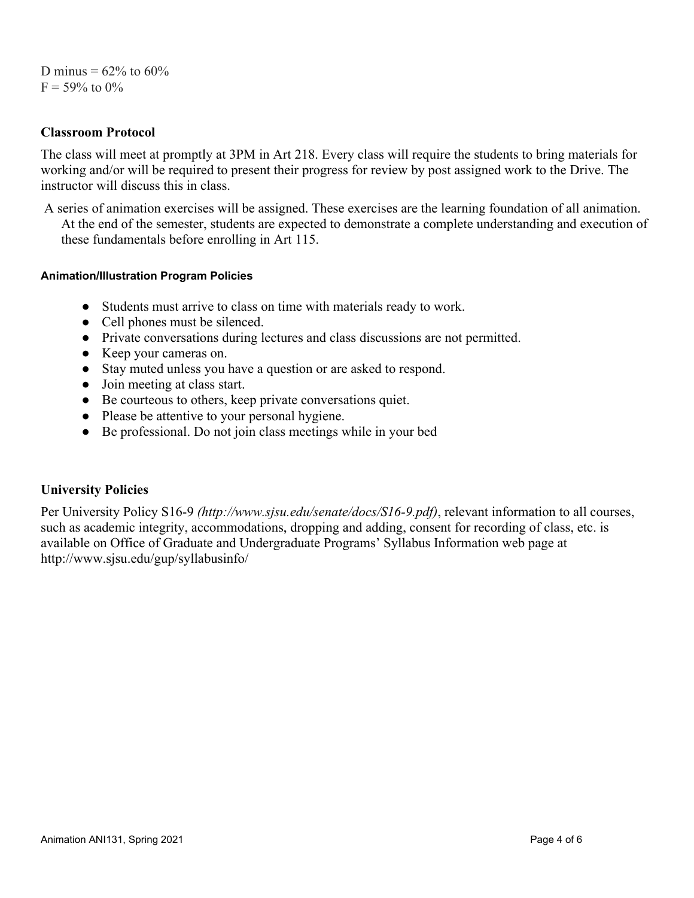D minus = 62% to 60%
F = 59% to 0%

## Classroom Protocol

The class will meet at promptly at 3PM in Art 218. Every class will require the students to bring materials for working and/or will be required to present their progress for review by post assigned work to the Drive. The instructor will discuss this in class.

A series of animation exercises will be assigned. These exercises are the learning foundation of all animation. At the end of the semester, students are expected to demonstrate a complete understanding and execution of these fundamentals before enrolling in Art 115.

### Animation/Illustration Program Policies

- Students must arrive to class on time with materials ready to work.
- Cell phones must be silenced.
- Private conversations during lectures and class discussions are not permitted.
- Keep your cameras on.
- Stay muted unless you have a question or are asked to respond.
- Join meeting at class start.
- Be courteous to others, keep private conversations quiet.
- Please be attentive to your personal hygiene.
- Be professional. Do not join class meetings while in your bed

## University Policies

Per University Policy S16-9 *(http://www.sjsu.edu/senate/docs/S16-9.pdf)*, relevant information to all courses, such as academic integrity, accommodations, dropping and adding, consent for recording of class, etc. is available on Office of Graduate and Undergraduate Programs' Syllabus Information web page at http://www.sjsu.edu/gup/syllabusinfo/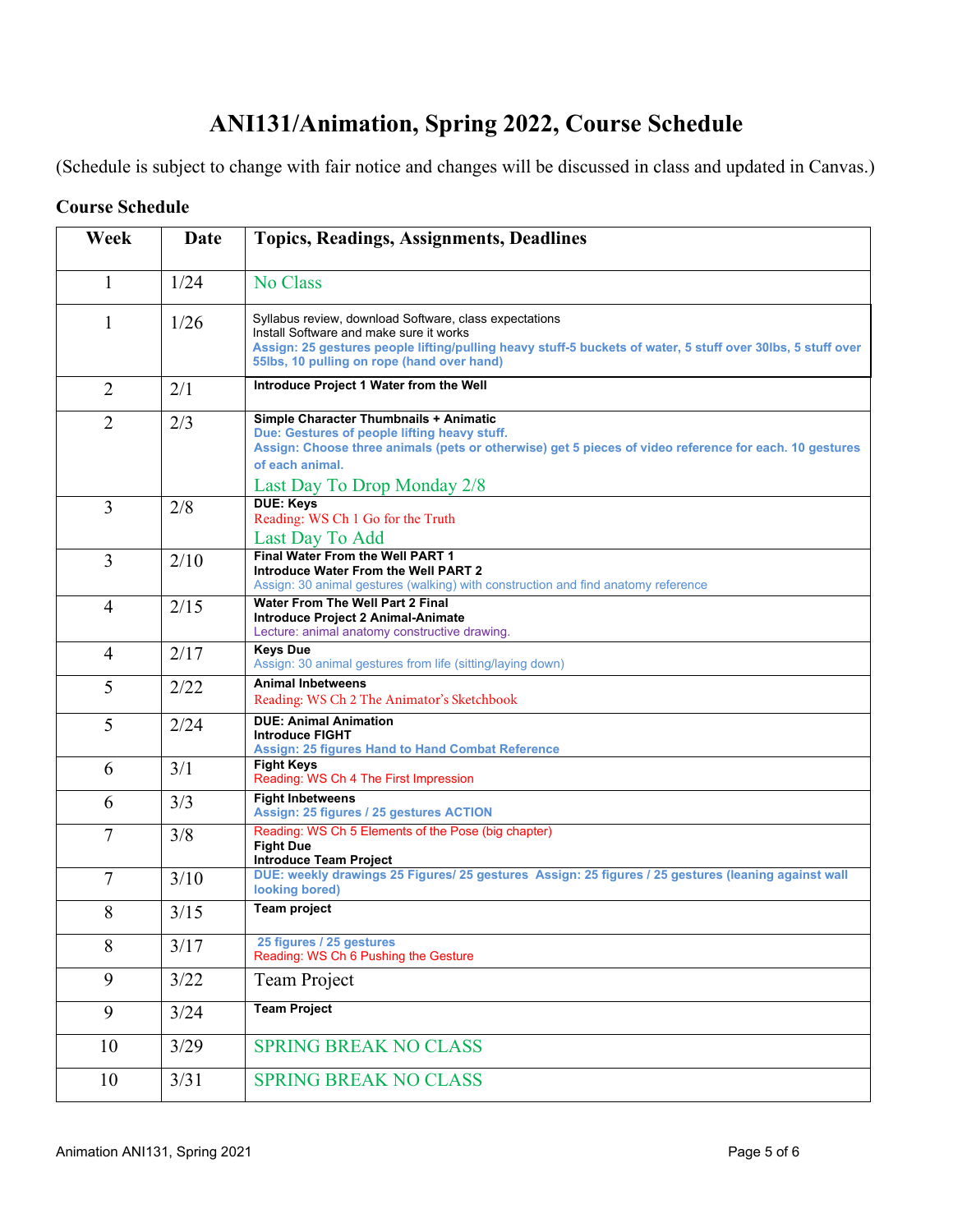# ANI131/Animation, Spring 2022, Course Schedule

(Schedule is subject to change with fair notice and changes will be discussed in class and updated in Canvas.)

### Course Schedule

| Week | Date | Topics, Readings, Assignments, Deadlines |
|---|---|---|
| 1 | 1/24 | No Class |
| 1 | 1/26 | Syllabus review, download Software, class expectations<br>Install Software and make sure it works<br>**Assign: 25 gestures people lifting/pulling heavy stuff-5 buckets of water, 5 stuff over 30lbs, 5 stuff over 55lbs, 10 pulling on rope (hand over hand)** |
| 2 | 2/1 | **Introduce Project 1 Water from the Well** |
| 2 | 2/3 | **Simple Character Thumbnails + Animatic**<br>**Due: Gestures of people lifting heavy stuff.**<br>**Assign: Choose three animals (pets or otherwise) get 5 pieces of video reference for each. 10 gestures of each animal.**<br>Last Day To Drop Monday 2/8 |
| 3 | 2/8 | **DUE: Keys**<br>Reading: WS Ch 1 Go for the Truth<br>Last Day To Add |
| 3 | 2/10 | **Final Water From the Well PART 1**<br>**Introduce Water From the Well PART 2**<br>Assign: 30 animal gestures (walking) with construction and find anatomy reference |
| 4 | 2/15 | **Water From The Well Part 2 Final**<br>**Introduce Project 2 Animal-Animate**<br>Lecture: animal anatomy constructive drawing. |
| 4 | 2/17 | **Keys Due**<br>Assign: 30 animal gestures from life (sitting/laying down) |
| 5 | 2/22 | **Animal Inbetweens**<br>Reading: WS Ch 2 The Animator's Sketchbook |
| 5 | 2/24 | **DUE: Animal Animation**<br>**Introduce FIGHT**<br>**Assign: 25 figures Hand to Hand Combat Reference** |
| 6 | 3/1 | **Fight Keys**<br>Reading: WS Ch 4 The First Impression |
| 6 | 3/3 | **Fight Inbetweens**<br>**Assign: 25 figures / 25 gestures ACTION** |
| 7 | 3/8 | Reading: WS Ch 5 Elements of the Pose (big chapter)<br>**Fight Due**<br>**Introduce Team Project** |
| 7 | 3/10 | **DUE: weekly drawings 25 Figures/ 25 gestures Assign: 25 figures / 25 gestures (leaning against wall looking bored)** |
| 8 | 3/15 | **Team project** |
| 8 | 3/17 | **25 figures / 25 gestures**<br>Reading: WS Ch 6 Pushing the Gesture |
| 9 | 3/22 | Team Project |
| 9 | 3/24 | **Team Project** |
| 10 | 3/29 | SPRING BREAK NO CLASS |
| 10 | 3/31 | SPRING BREAK NO CLASS |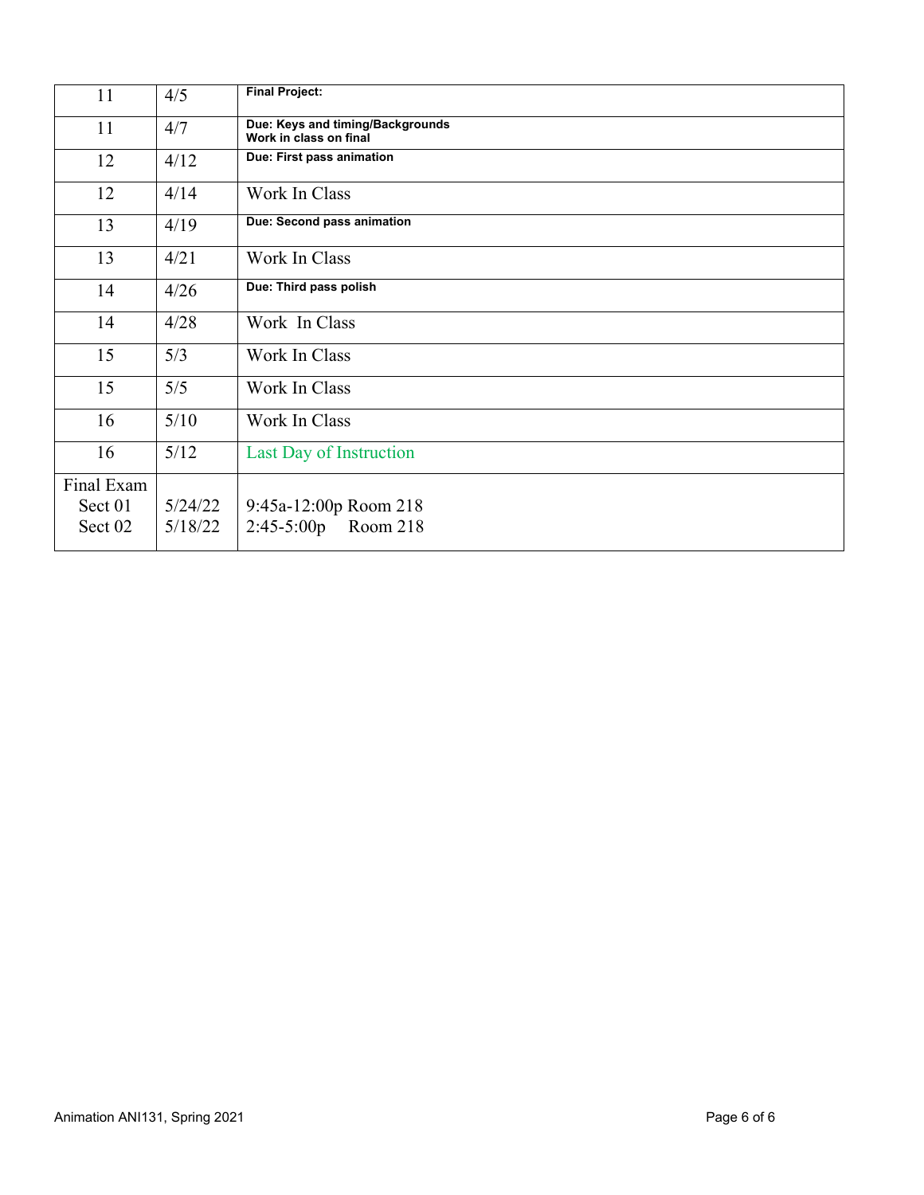| | | |
|---|---|---|
| 11 | 4/5 | **Final Project:** |
| 11 | 4/7 | **Due: Keys and timing/Backgrounds**<br>**Work in class on final** |
| 12 | 4/12 | **Due: First pass animation** |
| 12 | 4/14 | Work In Class |
| 13 | 4/19 | **Due: Second pass animation** |
| 13 | 4/21 | Work In Class |
| 14 | 4/26 | **Due: Third pass polish** |
| 14 | 4/28 | Work In Class |
| 15 | 5/3 | Work In Class |
| 15 | 5/5 | Work In Class |
| 16 | 5/10 | Work In Class |
| 16 | 5/12 | Last Day of Instruction |
| Final Exam<br>Sect 01<br>Sect 02 | <br>5/24/22<br>5/18/22 | <br>9:45a-12:00p Room 218<br>2:45-5:00p Room 218 |